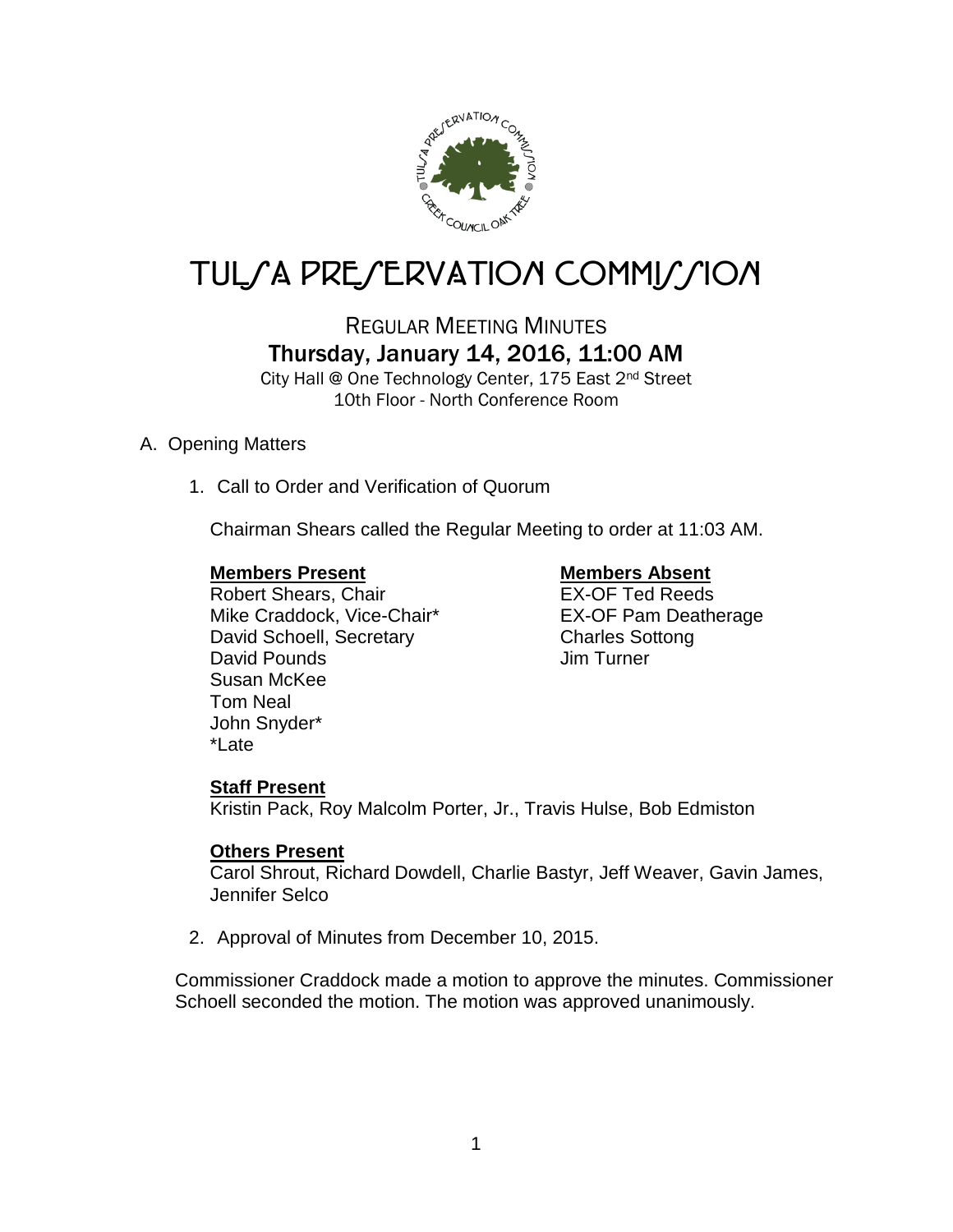# TULSA PRESERVATION COMMISSION

## REGULAR MEETING MINUTES

### Thursday, January 14, 2016, 11:00 AM

City Hall @ One Technology Center, 175 East 2nd Street
10th Floor - North Conference Room

A. Opening Matters

1. Call to Order and Verification of Quorum

   Chairman Shears called the Regular Meeting to order at 11:03 AM.

   **Members Present**
   Robert Shears, Chair
   Mike Craddock, Vice-Chair*
   David Schoell, Secretary
   David Pounds
   Susan McKee
   Tom Neal
   John Snyder*
   *Late

   **Members Absent**
   EX-OF Ted Reeds
   EX-OF Pam Deatherage
   Charles Sottong
   Jim Turner

   **Staff Present**
   Kristin Pack, Roy Malcolm Porter, Jr., Travis Hulse, Bob Edmiston

   **Others Present**
   Carol Shrout, Richard Dowdell, Charlie Bastyr, Jeff Weaver, Gavin James, Jennifer Selco

2. Approval of Minutes from December 10, 2015.

Commissioner Craddock made a motion to approve the minutes. Commissioner Schoell seconded the motion. The motion was approved unanimously.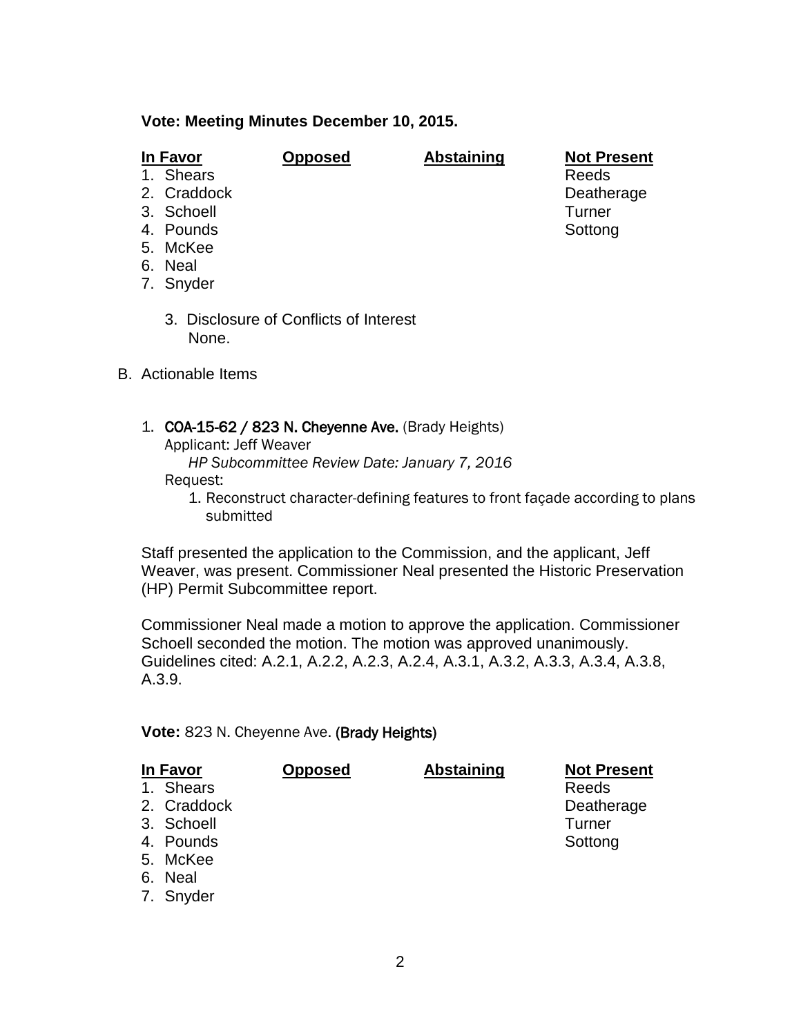**Vote: Meeting Minutes December 10, 2015.**

| In Favor | Opposed | Abstaining | Not Present |
|---|---|---|---|
| 1. Shears | | | Reeds |
| 2. Craddock | | | Deatherage |
| 3. Schoell | | | Turner |
| 4. Pounds | | | Sottong |
| 5. McKee | | | |
| 6. Neal | | | |
| 7. Snyder | | | |

3. Disclosure of Conflicts of Interest
   None.

B. Actionable Items

1. **COA-15-62 / 823 N. Cheyenne Ave.** (Brady Heights)
   Applicant: Jeff Weaver
   *HP Subcommittee Review Date: January 7, 2016*
   Request:
   1. Reconstruct character-defining features to front façade according to plans submitted

Staff presented the application to the Commission, and the applicant, Jeff Weaver, was present. Commissioner Neal presented the Historic Preservation (HP) Permit Subcommittee report.

Commissioner Neal made a motion to approve the application. Commissioner Schoell seconded the motion. The motion was approved unanimously. Guidelines cited: A.2.1, A.2.2, A.2.3, A.2.4, A.3.1, A.3.2, A.3.3, A.3.4, A.3.8, A.3.9.

**Vote:** 823 N. Cheyenne Ave. **(Brady Heights)**

| In Favor | Opposed | Abstaining | Not Present |
|---|---|---|---|
| 1. Shears | | | Reeds |
| 2. Craddock | | | Deatherage |
| 3. Schoell | | | Turner |
| 4. Pounds | | | Sottong |
| 5. McKee | | | |
| 6. Neal | | | |
| 7. Snyder | | | |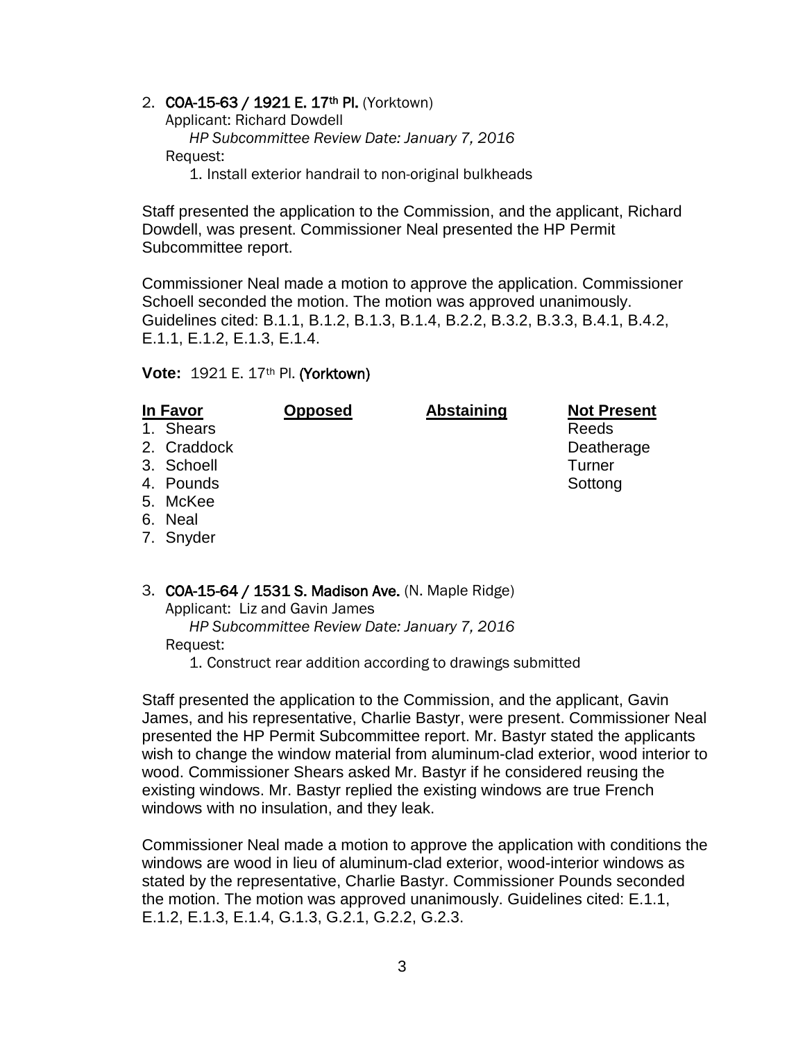2. **COA-15-63 / 1921 E. 17th Pl.** (Yorktown)
   Applicant: Richard Dowdell
   *HP Subcommittee Review Date: January 7, 2016*
   Request:
   1. Install exterior handrail to non-original bulkheads

Staff presented the application to the Commission, and the applicant, Richard Dowdell, was present. Commissioner Neal presented the HP Permit Subcommittee report.

Commissioner Neal made a motion to approve the application. Commissioner Schoell seconded the motion. The motion was approved unanimously. Guidelines cited: B.1.1, B.1.2, B.1.3, B.1.4, B.2.2, B.3.2, B.3.3, B.4.1, B.4.2, E.1.1, E.1.2, E.1.3, E.1.4.

**Vote:** 1921 E. 17th Pl. (Yorktown)

| In Favor | Opposed | Abstaining | Not Present |
|---|---|---|---|
| 1. Shears | | | Reeds |
| 2. Craddock | | | Deatherage |
| 3. Schoell | | | Turner |
| 4. Pounds | | | Sottong |
| 5. McKee | | | |
| 6. Neal | | | |
| 7. Snyder | | | |

3. **COA-15-64 / 1531 S. Madison Ave.** (N. Maple Ridge)
   Applicant: Liz and Gavin James
   *HP Subcommittee Review Date: January 7, 2016*
   Request:
   1. Construct rear addition according to drawings submitted

Staff presented the application to the Commission, and the applicant, Gavin James, and his representative, Charlie Bastyr, were present. Commissioner Neal presented the HP Permit Subcommittee report. Mr. Bastyr stated the applicants wish to change the window material from aluminum-clad exterior, wood interior to wood. Commissioner Shears asked Mr. Bastyr if he considered reusing the existing windows. Mr. Bastyr replied the existing windows are true French windows with no insulation, and they leak.

Commissioner Neal made a motion to approve the application with conditions the windows are wood in lieu of aluminum-clad exterior, wood-interior windows as stated by the representative, Charlie Bastyr. Commissioner Pounds seconded the motion. The motion was approved unanimously. Guidelines cited: E.1.1, E.1.2, E.1.3, E.1.4, G.1.3, G.2.1, G.2.2, G.2.3.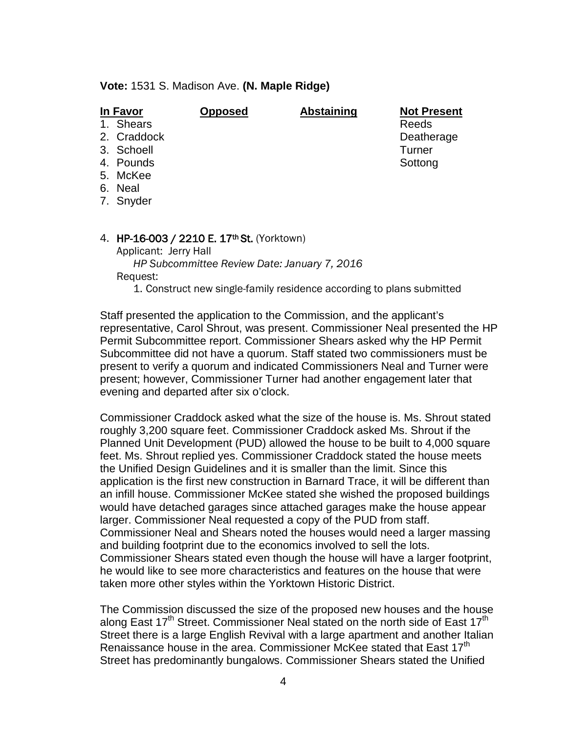**Vote:** 1531 S. Madison Ave. **(N. Maple Ridge)**

| In Favor | Opposed | Abstaining | Not Present |
|---|---|---|---|
| 1. Shears | | | Reeds |
| 2. Craddock | | | Deatherage |
| 3. Schoell | | | Turner |
| 4. Pounds | | | Sottong |
| 5. McKee | | | |
| 6. Neal | | | |
| 7. Snyder | | | |

4. **HP-16-003 / 2210 E. 17th St.** (Yorktown)
   Applicant: Jerry Hall
   *HP Subcommittee Review Date: January 7, 2016*
   Request:
   1. Construct new single-family residence according to plans submitted

Staff presented the application to the Commission, and the applicant's representative, Carol Shrout, was present. Commissioner Neal presented the HP Permit Subcommittee report. Commissioner Shears asked why the HP Permit Subcommittee did not have a quorum. Staff stated two commissioners must be present to verify a quorum and indicated Commissioners Neal and Turner were present; however, Commissioner Turner had another engagement later that evening and departed after six o'clock.

Commissioner Craddock asked what the size of the house is. Ms. Shrout stated roughly 3,200 square feet. Commissioner Craddock asked Ms. Shrout if the Planned Unit Development (PUD) allowed the house to be built to 4,000 square feet. Ms. Shrout replied yes. Commissioner Craddock stated the house meets the Unified Design Guidelines and it is smaller than the limit. Since this application is the first new construction in Barnard Trace, it will be different than an infill house. Commissioner McKee stated she wished the proposed buildings would have detached garages since attached garages make the house appear larger. Commissioner Neal requested a copy of the PUD from staff. Commissioner Neal and Shears noted the houses would need a larger massing and building footprint due to the economics involved to sell the lots. Commissioner Shears stated even though the house will have a larger footprint, he would like to see more characteristics and features on the house that were taken more other styles within the Yorktown Historic District.

The Commission discussed the size of the proposed new houses and the house along East 17th Street. Commissioner Neal stated on the north side of East 17th Street there is a large English Revival with a large apartment and another Italian Renaissance house in the area. Commissioner McKee stated that East 17th Street has predominantly bungalows. Commissioner Shears stated the Unified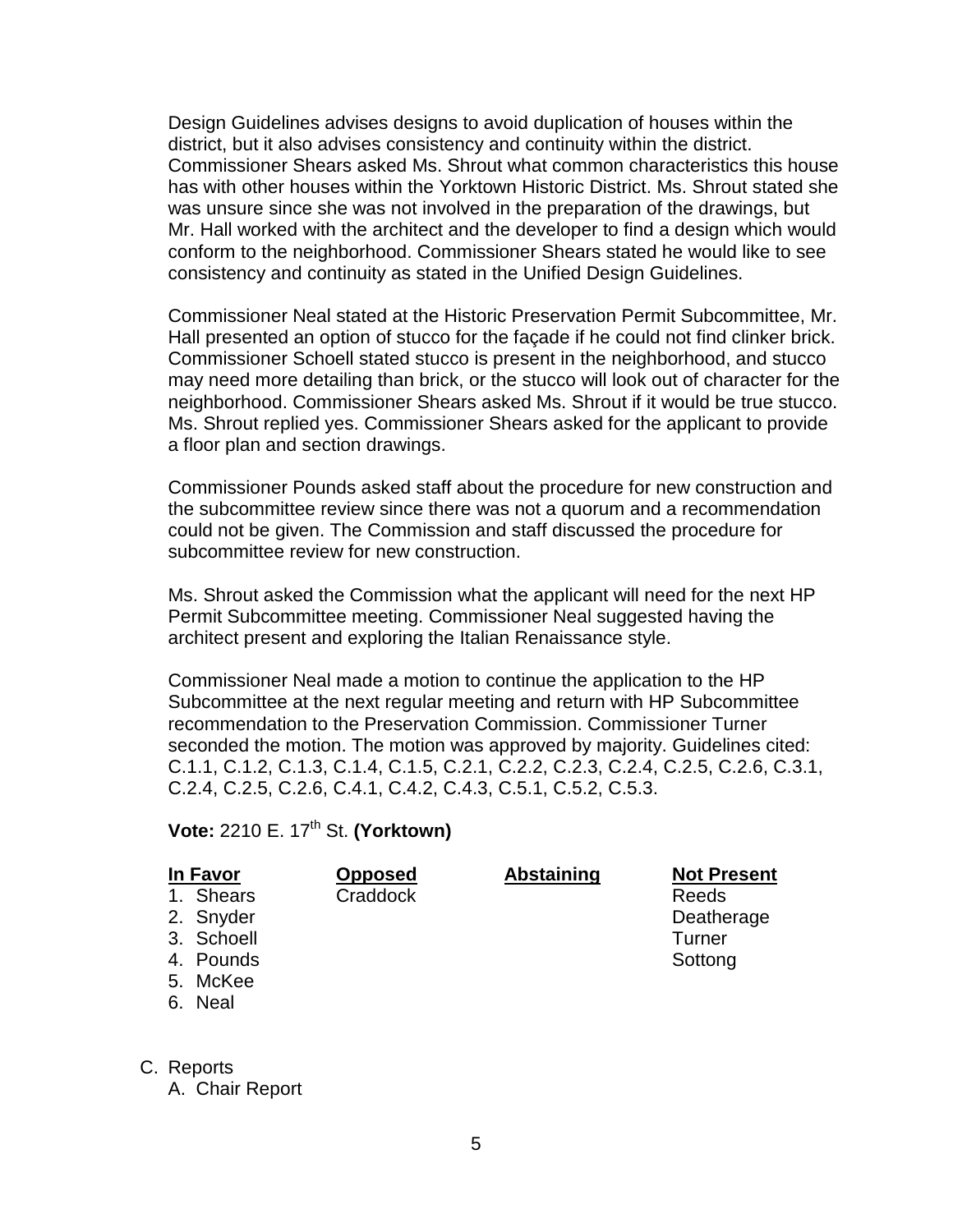Design Guidelines advises designs to avoid duplication of houses within the district, but it also advises consistency and continuity within the district. Commissioner Shears asked Ms. Shrout what common characteristics this house has with other houses within the Yorktown Historic District. Ms. Shrout stated she was unsure since she was not involved in the preparation of the drawings, but Mr. Hall worked with the architect and the developer to find a design which would conform to the neighborhood. Commissioner Shears stated he would like to see consistency and continuity as stated in the Unified Design Guidelines.

Commissioner Neal stated at the Historic Preservation Permit Subcommittee, Mr. Hall presented an option of stucco for the façade if he could not find clinker brick. Commissioner Schoell stated stucco is present in the neighborhood, and stucco may need more detailing than brick, or the stucco will look out of character for the neighborhood. Commissioner Shears asked Ms. Shrout if it would be true stucco. Ms. Shrout replied yes. Commissioner Shears asked for the applicant to provide a floor plan and section drawings.

Commissioner Pounds asked staff about the procedure for new construction and the subcommittee review since there was not a quorum and a recommendation could not be given. The Commission and staff discussed the procedure for subcommittee review for new construction.

Ms. Shrout asked the Commission what the applicant will need for the next HP Permit Subcommittee meeting. Commissioner Neal suggested having the architect present and exploring the Italian Renaissance style.

Commissioner Neal made a motion to continue the application to the HP Subcommittee at the next regular meeting and return with HP Subcommittee recommendation to the Preservation Commission. Commissioner Turner seconded the motion. The motion was approved by majority. Guidelines cited: C.1.1, C.1.2, C.1.3, C.1.4, C.1.5, C.2.1, C.2.2, C.2.3, C.2.4, C.2.5, C.2.6, C.3.1, C.2.4, C.2.5, C.2.6, C.4.1, C.4.2, C.4.3, C.5.1, C.5.2, C.5.3.

**Vote:** 2210 E. 17th St. **(Yorktown)**

| **In Favor** | **Opposed** | **Abstaining** | **Not Present** |
|---|---|---|---|
| 1. Shears | Craddock | | Reeds |
| 2. Snyder | | | Deatherage |
| 3. Schoell | | | Turner |
| 4. Pounds | | | Sottong |
| 5. McKee | | | |
| 6. Neal | | | |

C. Reports
   A. Chair Report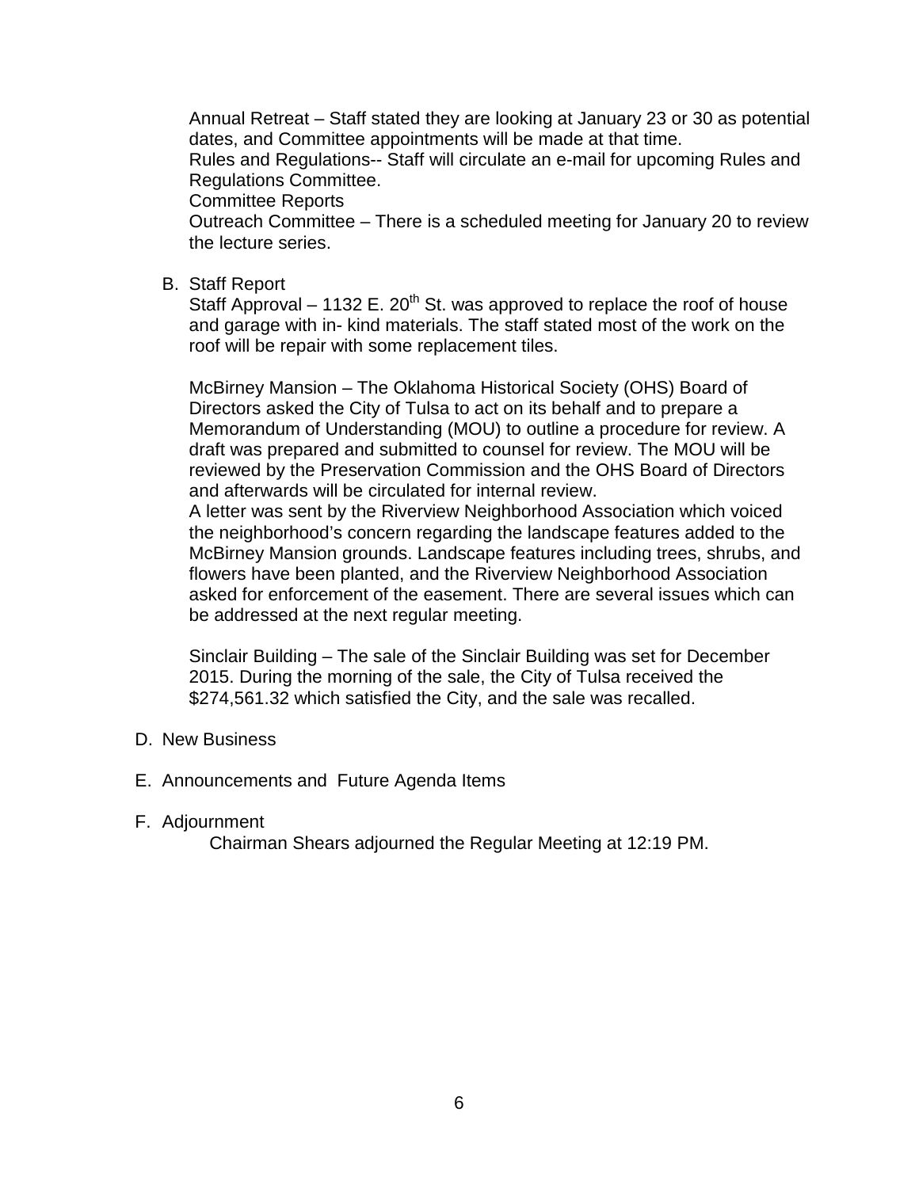Annual Retreat – Staff stated they are looking at January 23 or 30 as potential dates, and Committee appointments will be made at that time.
Rules and Regulations-- Staff will circulate an e-mail for upcoming Rules and Regulations Committee.
Committee Reports
Outreach Committee – There is a scheduled meeting for January 20 to review the lecture series.

B. Staff Report
Staff Approval – 1132 E. 20th St. was approved to replace the roof of house and garage with in- kind materials. The staff stated most of the work on the roof will be repair with some replacement tiles.

McBirney Mansion – The Oklahoma Historical Society (OHS) Board of Directors asked the City of Tulsa to act on its behalf and to prepare a Memorandum of Understanding (MOU) to outline a procedure for review. A draft was prepared and submitted to counsel for review. The MOU will be reviewed by the Preservation Commission and the OHS Board of Directors and afterwards will be circulated for internal review.
A letter was sent by the Riverview Neighborhood Association which voiced the neighborhood's concern regarding the landscape features added to the McBirney Mansion grounds. Landscape features including trees, shrubs, and flowers have been planted, and the Riverview Neighborhood Association asked for enforcement of the easement. There are several issues which can be addressed at the next regular meeting.

Sinclair Building – The sale of the Sinclair Building was set for December 2015. During the morning of the sale, the City of Tulsa received the $274,561.32 which satisfied the City, and the sale was recalled.

D. New Business

E. Announcements and Future Agenda Items

F. Adjournment
Chairman Shears adjourned the Regular Meeting at 12:19 PM.